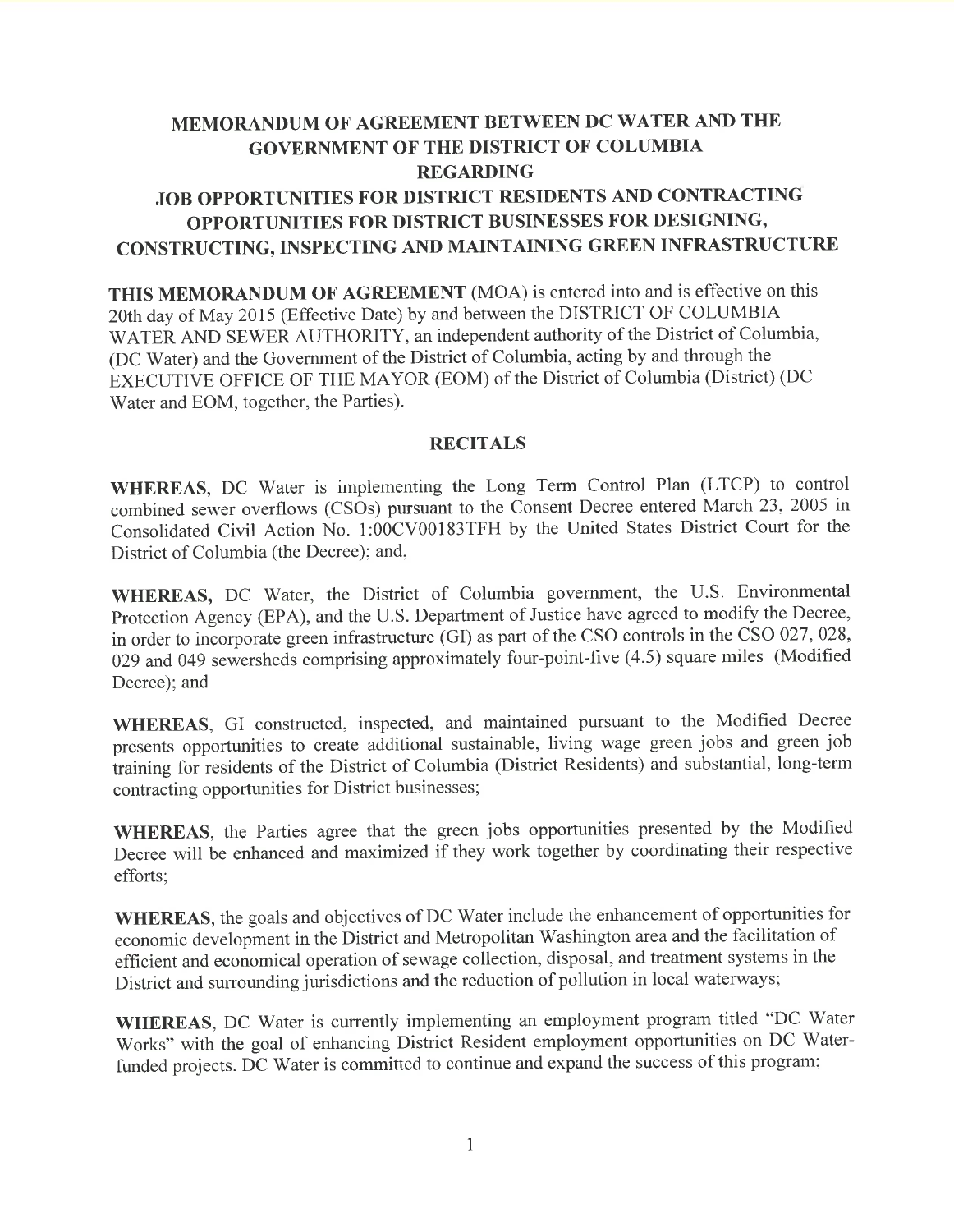# MEMORANDUM OF AGREEMENT BETWEEN DC WATER AND THE GOVERNMENT OF THE DISTRICT OF COLUMBIA REGARDING JOB OPPORTUNITIES FOR DISTRICT RESIDENTS AND CONTRACTING OPPORTUNITIES FOR DISTRICT BUSINESSES FOR DESIGNING, CONSTRUCTING, INSPECTING AND MAINTAINING GREEN INFRASTRUCTURE

**THIS MEMORANDUM OF AGREEMENT** (MOA) is entered into and is effective on this 20th day of May 2015 (Effective Date) by and between the DISTRICT OF COLUMBIA WATER AND SEWER AUTHORITY, an independent authority of the District of Columbia, (DC Water) and the Government of the District of Columbia, acting by and through the EXECUTIVE OFFICE OF THE MAYOR (EOM) of the District of Columbia (District) (DC Water and EOM, together, the Parties).

## RECITALS

**WHEREAS**, DC Water is implementing the Long Term Control Plan (LTCP) to control combined sewer overflows (CSOs) pursuant to the Consent Decree entered March 23, 2005 in Consolidated Civil Action No. 1:00CV00183TFH by the United States District Court for the District of Columbia (the Decree); and,

**WHEREAS,** DC Water, the District of Columbia government, the U.S. Environmental Protection Agency (EPA), and the U.S. Department of Justice have agreed to modify the Decree, in order to incorporate green infrastructure (GI) as part of the CSO controls in the CSO 027, 028, 029 and 049 sewersheds comprising approximately four-point-five (4.5) square miles (Modified Decree); and

**WHEREAS**, GI constructed, inspected, and maintained pursuant to the Modified Decree presents opportunities to create additional sustainable, living wage green jobs and green job training for residents of the District of Columbia (District Residents) and substantial, long-term contracting opportunities for District businesses;

**WHEREAS**, the Parties agree that the green jobs opportunities presented by the Modified Decree will be enhanced and maximized if they work together by coordinating their respective efforts;

**WHEREAS**, the goals and objectives of DC Water include the enhancement of opportunities for economic development in the District and Metropolitan Washington area and the facilitation of efficient and economical operation of sewage collection, disposal, and treatment systems in the District and surrounding jurisdictions and the reduction of pollution in local waterways;

**WHEREAS**, DC Water is currently implementing an employment program titled "DC Water Works" with the goal of enhancing District Resident employment opportunities on DC Water-funded projects. DC Water is committed to continue and expand the success of this program;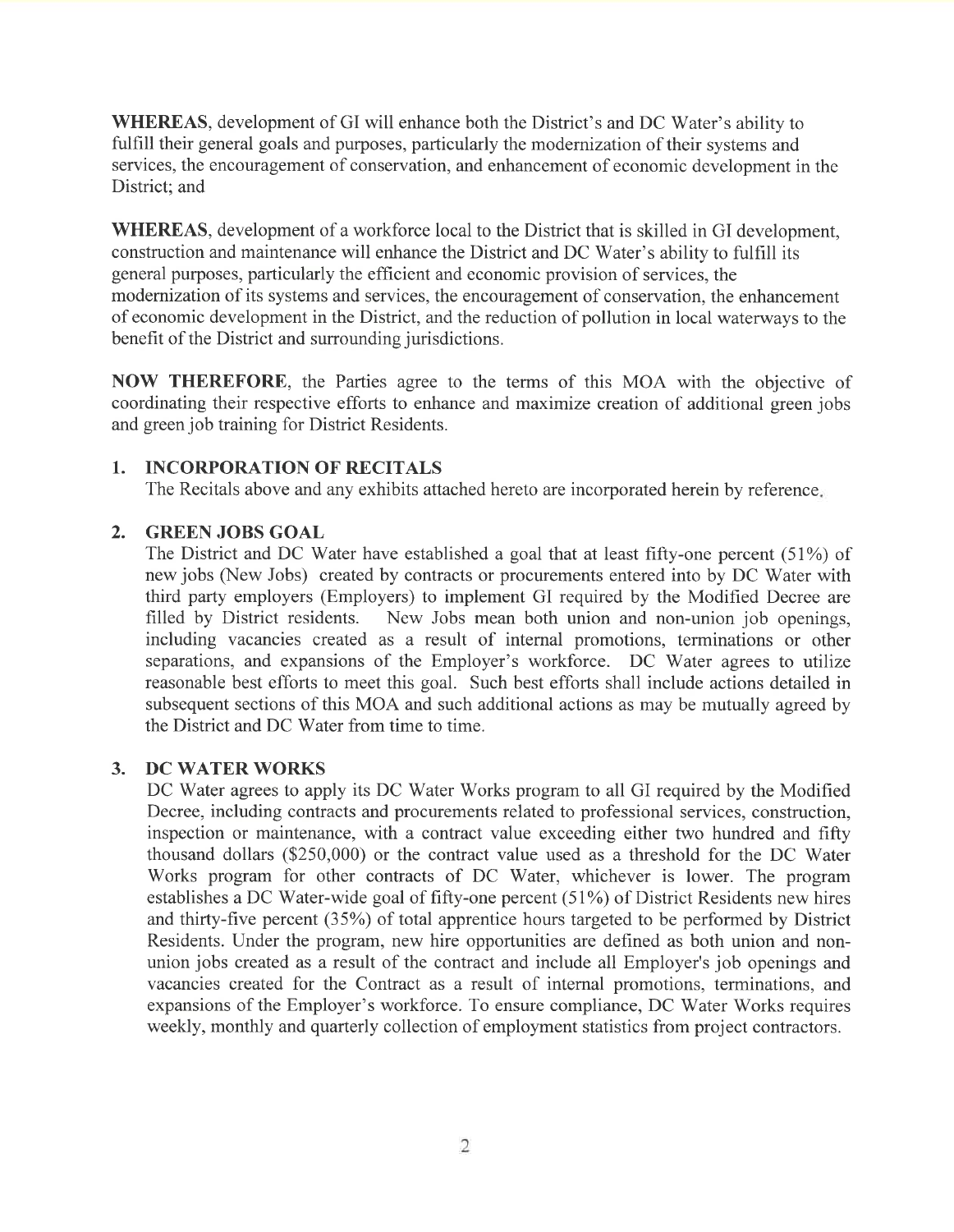**WHEREAS**, development of GI will enhance both the District's and DC Water's ability to fulfill their general goals and purposes, particularly the modernization of their systems and services, the encouragement of conservation, and enhancement of economic development in the District; and

**WHEREAS**, development of a workforce local to the District that is skilled in GI development, construction and maintenance will enhance the District and DC Water's ability to fulfill its general purposes, particularly the efficient and economic provision of services, the modernization of its systems and services, the encouragement of conservation, the enhancement of economic development in the District, and the reduction of pollution in local waterways to the benefit of the District and surrounding jurisdictions.

**NOW THEREFORE**, the Parties agree to the terms of this MOA with the objective of coordinating their respective efforts to enhance and maximize creation of additional green jobs and green job training for District Residents.

## 1. INCORPORATION OF RECITALS

The Recitals above and any exhibits attached hereto are incorporated herein by reference.

## 2. GREEN JOBS GOAL

The District and DC Water have established a goal that at least fifty-one percent (51%) of new jobs (New Jobs) created by contracts or procurements entered into by DC Water with third party employers (Employers) to implement GI required by the Modified Decree are filled by District residents. New Jobs mean both union and non-union job openings, including vacancies created as a result of internal promotions, terminations or other separations, and expansions of the Employer's workforce. DC Water agrees to utilize reasonable best efforts to meet this goal. Such best efforts shall include actions detailed in subsequent sections of this MOA and such additional actions as may be mutually agreed by the District and DC Water from time to time.

## 3. DC WATER WORKS

DC Water agrees to apply its DC Water Works program to all GI required by the Modified Decree, including contracts and procurements related to professional services, construction, inspection or maintenance, with a contract value exceeding either two hundred and fifty thousand dollars ($250,000) or the contract value used as a threshold for the DC Water Works program for other contracts of DC Water, whichever is lower. The program establishes a DC Water-wide goal of fifty-one percent (51%) of District Residents new hires and thirty-five percent (35%) of total apprentice hours targeted to be performed by District Residents. Under the program, new hire opportunities are defined as both union and non-union jobs created as a result of the contract and include all Employer's job openings and vacancies created for the Contract as a result of internal promotions, terminations, and expansions of the Employer's workforce. To ensure compliance, DC Water Works requires weekly, monthly and quarterly collection of employment statistics from project contractors.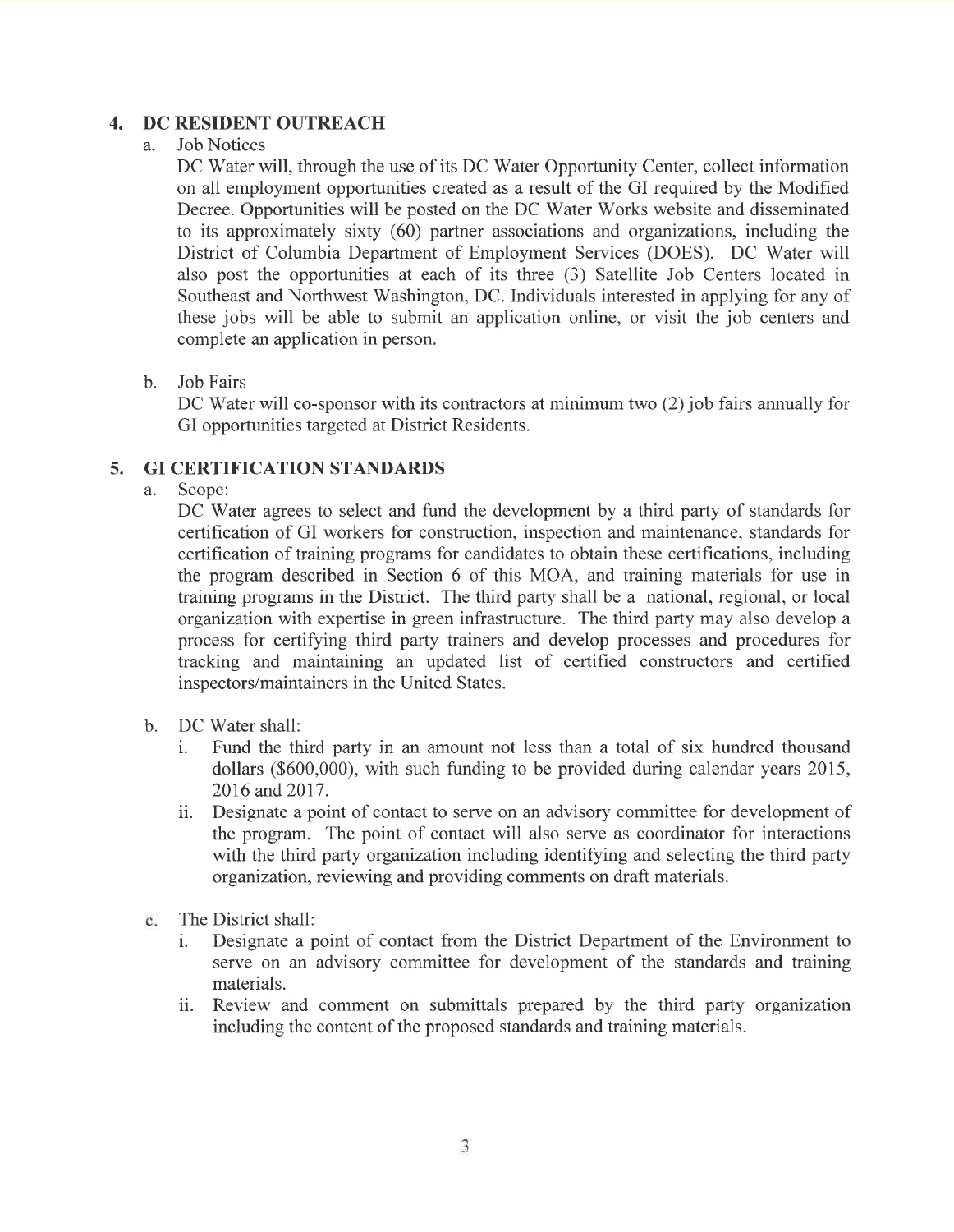## 4. DC RESIDENT OUTREACH

a. Job Notices

DC Water will, through the use of its DC Water Opportunity Center, collect information on all employment opportunities created as a result of the GI required by the Modified Decree. Opportunities will be posted on the DC Water Works website and disseminated to its approximately sixty (60) partner associations and organizations, including the District of Columbia Department of Employment Services (DOES). DC Water will also post the opportunities at each of its three (3) Satellite Job Centers located in Southeast and Northwest Washington, DC. Individuals interested in applying for any of these jobs will be able to submit an application online, or visit the job centers and complete an application in person.

b. Job Fairs

DC Water will co-sponsor with its contractors at minimum two (2) job fairs annually for GI opportunities targeted at District Residents.

## 5. GI CERTIFICATION STANDARDS

a. Scope:

DC Water agrees to select and fund the development by a third party of standards for certification of GI workers for construction, inspection and maintenance, standards for certification of training programs for candidates to obtain these certifications, including the program described in Section 6 of this MOA, and training materials for use in training programs in the District. The third party shall be a national, regional, or local organization with expertise in green infrastructure. The third party may also develop a process for certifying third party trainers and develop processes and procedures for tracking and maintaining an updated list of certified constructors and certified inspectors/maintainers in the United States.

b. DC Water shall:

i. Fund the third party in an amount not less than a total of six hundred thousand dollars ($600,000), with such funding to be provided during calendar years 2015, 2016 and 2017.

ii. Designate a point of contact to serve on an advisory committee for development of the program. The point of contact will also serve as coordinator for interactions with the third party organization including identifying and selecting the third party organization, reviewing and providing comments on draft materials.

c. The District shall:

i. Designate a point of contact from the District Department of the Environment to serve on an advisory committee for development of the standards and training materials.

ii. Review and comment on submittals prepared by the third party organization including the content of the proposed standards and training materials.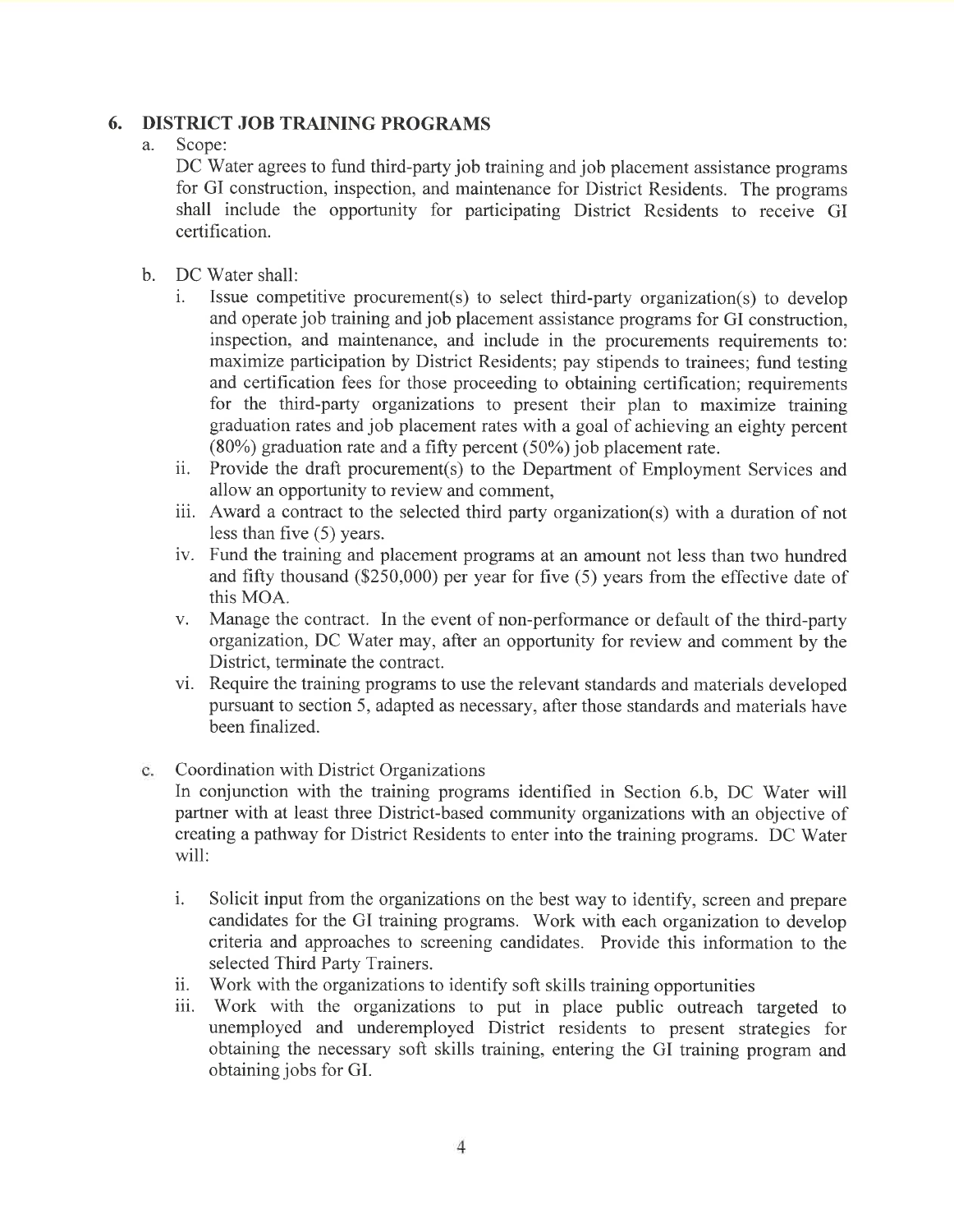## 6. DISTRICT JOB TRAINING PROGRAMS

a. Scope:

DC Water agrees to fund third-party job training and job placement assistance programs for GI construction, inspection, and maintenance for District Residents. The programs shall include the opportunity for participating District Residents to receive GI certification.

b. DC Water shall:

   i. Issue competitive procurement(s) to select third-party organization(s) to develop and operate job training and job placement assistance programs for GI construction, inspection, and maintenance, and include in the procurements requirements to: maximize participation by District Residents; pay stipends to trainees; fund testing and certification fees for those proceeding to obtaining certification; requirements for the third-party organizations to present their plan to maximize training graduation rates and job placement rates with a goal of achieving an eighty percent (80%) graduation rate and a fifty percent (50%) job placement rate.

   ii. Provide the draft procurement(s) to the Department of Employment Services and allow an opportunity to review and comment,

   iii. Award a contract to the selected third party organization(s) with a duration of not less than five (5) years.

   iv. Fund the training and placement programs at an amount not less than two hundred and fifty thousand ($250,000) per year for five (5) years from the effective date of this MOA.

   v. Manage the contract. In the event of non-performance or default of the third-party organization, DC Water may, after an opportunity for review and comment by the District, terminate the contract.

   vi. Require the training programs to use the relevant standards and materials developed pursuant to section 5, adapted as necessary, after those standards and materials have been finalized.

c. Coordination with District Organizations

In conjunction with the training programs identified in Section 6.b, DC Water will partner with at least three District-based community organizations with an objective of creating a pathway for District Residents to enter into the training programs. DC Water will:

   i. Solicit input from the organizations on the best way to identify, screen and prepare candidates for the GI training programs. Work with each organization to develop criteria and approaches to screening candidates. Provide this information to the selected Third Party Trainers.

   ii. Work with the organizations to identify soft skills training opportunities

   iii. Work with the organizations to put in place public outreach targeted to unemployed and underemployed District residents to present strategies for obtaining the necessary soft skills training, entering the GI training program and obtaining jobs for GI.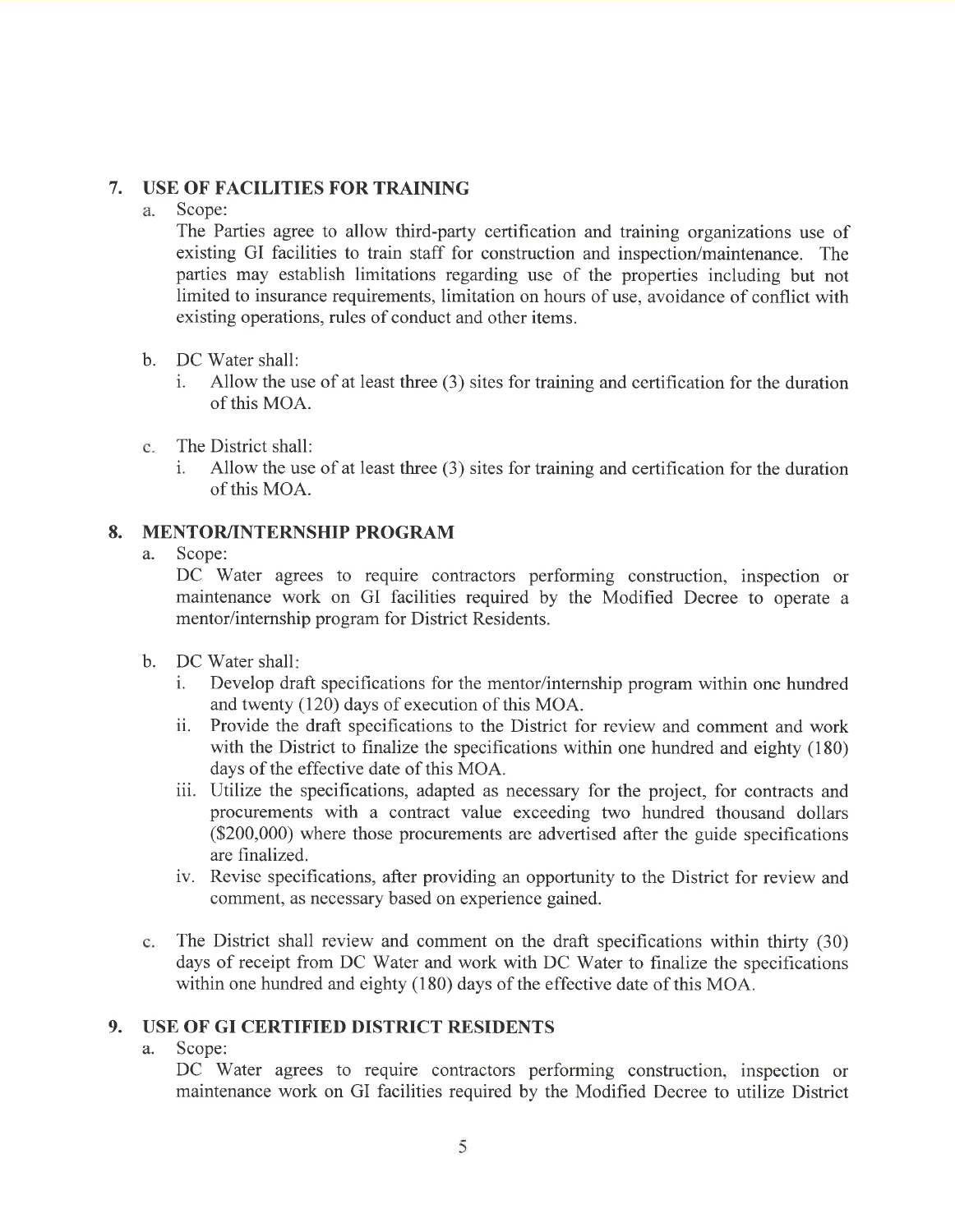## 7. USE OF FACILITIES FOR TRAINING

a. Scope:

The Parties agree to allow third-party certification and training organizations use of existing GI facilities to train staff for construction and inspection/maintenance. The parties may establish limitations regarding use of the properties including but not limited to insurance requirements, limitation on hours of use, avoidance of conflict with existing operations, rules of conduct and other items.

b. DC Water shall:

   i. Allow the use of at least three (3) sites for training and certification for the duration of this MOA.

c. The District shall:

   i. Allow the use of at least three (3) sites for training and certification for the duration of this MOA.

## 8. MENTOR/INTERNSHIP PROGRAM

a. Scope:

DC Water agrees to require contractors performing construction, inspection or maintenance work on GI facilities required by the Modified Decree to operate a mentor/internship program for District Residents.

b. DC Water shall:

   i. Develop draft specifications for the mentor/internship program within one hundred and twenty (120) days of execution of this MOA.

   ii. Provide the draft specifications to the District for review and comment and work with the District to finalize the specifications within one hundred and eighty (180) days of the effective date of this MOA.

   iii. Utilize the specifications, adapted as necessary for the project, for contracts and procurements with a contract value exceeding two hundred thousand dollars ($200,000) where those procurements are advertised after the guide specifications are finalized.

   iv. Revise specifications, after providing an opportunity to the District for review and comment, as necessary based on experience gained.

c. The District shall review and comment on the draft specifications within thirty (30) days of receipt from DC Water and work with DC Water to finalize the specifications within one hundred and eighty (180) days of the effective date of this MOA.

## 9. USE OF GI CERTIFIED DISTRICT RESIDENTS

a. Scope:

DC Water agrees to require contractors performing construction, inspection or maintenance work on GI facilities required by the Modified Decree to utilize District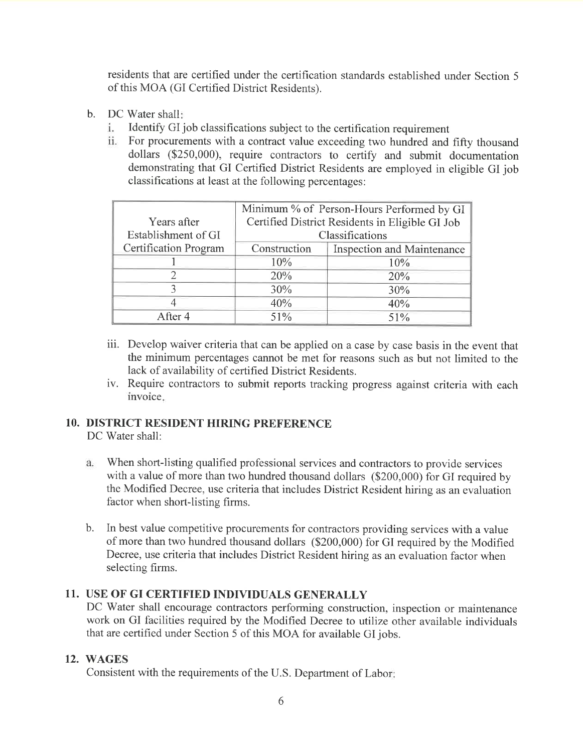residents that are certified under the certification standards established under Section 5 of this MOA (GI Certified District Residents).

b. DC Water shall:
   i. Identify GI job classifications subject to the certification requirement
   ii. For procurements with a contract value exceeding two hundred and fifty thousand dollars ($250,000), require contractors to certify and submit documentation demonstrating that GI Certified District Residents are employed in eligible GI job classifications at least at the following percentages:

| Years after Establishment of GI Certification Program | Minimum % of Person-Hours Performed by GI Certified District Residents in Eligible GI Job Classifications | |
|---|---|---|
| | Construction | Inspection and Maintenance |
| 1 | 10% | 10% |
| 2 | 20% | 20% |
| 3 | 30% | 30% |
| 4 | 40% | 40% |
| After 4 | 51% | 51% |

   iii. Develop waiver criteria that can be applied on a case by case basis in the event that the minimum percentages cannot be met for reasons such as but not limited to the lack of availability of certified District Residents.
   iv. Require contractors to submit reports tracking progress against criteria with each invoice.

## 10. DISTRICT RESIDENT HIRING PREFERENCE

DC Water shall:

a. When short-listing qualified professional services and contractors to provide services with a value of more than two hundred thousand dollars ($200,000) for GI required by the Modified Decree, use criteria that includes District Resident hiring as an evaluation factor when short-listing firms.

b. In best value competitive procurements for contractors providing services with a value of more than two hundred thousand dollars ($200,000) for GI required by the Modified Decree, use criteria that includes District Resident hiring as an evaluation factor when selecting firms.

## 11. USE OF GI CERTIFIED INDIVIDUALS GENERALLY

DC Water shall encourage contractors performing construction, inspection or maintenance work on GI facilities required by the Modified Decree to utilize other available individuals that are certified under Section 5 of this MOA for available GI jobs.

## 12. WAGES

Consistent with the requirements of the U.S. Department of Labor: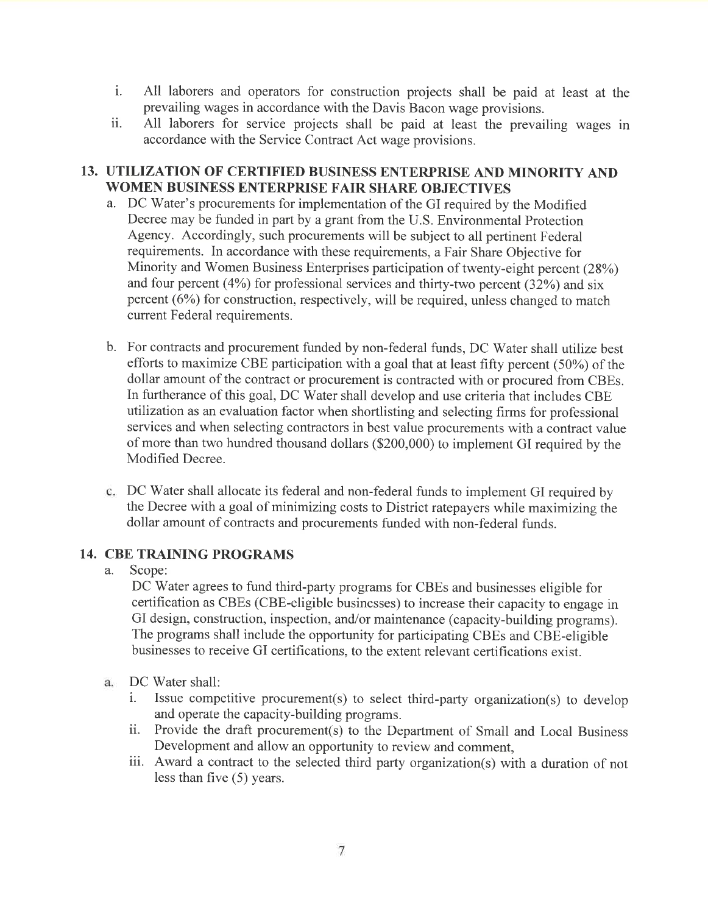i. All laborers and operators for construction projects shall be paid at least at the prevailing wages in accordance with the Davis Bacon wage provisions.
ii. All laborers for service projects shall be paid at least the prevailing wages in accordance with the Service Contract Act wage provisions.

## 13. UTILIZATION OF CERTIFIED BUSINESS ENTERPRISE AND MINORITY AND WOMEN BUSINESS ENTERPRISE FAIR SHARE OBJECTIVES

a. DC Water's procurements for implementation of the GI required by the Modified Decree may be funded in part by a grant from the U.S. Environmental Protection Agency. Accordingly, such procurements will be subject to all pertinent Federal requirements. In accordance with these requirements, a Fair Share Objective for Minority and Women Business Enterprises participation of twenty-eight percent (28%) and four percent (4%) for professional services and thirty-two percent (32%) and six percent (6%) for construction, respectively, will be required, unless changed to match current Federal requirements.

b. For contracts and procurement funded by non-federal funds, DC Water shall utilize best efforts to maximize CBE participation with a goal that at least fifty percent (50%) of the dollar amount of the contract or procurement is contracted with or procured from CBEs. In furtherance of this goal, DC Water shall develop and use criteria that includes CBE utilization as an evaluation factor when shortlisting and selecting firms for professional services and when selecting contractors in best value procurements with a contract value of more than two hundred thousand dollars ($200,000) to implement GI required by the Modified Decree.

c. DC Water shall allocate its federal and non-federal funds to implement GI required by the Decree with a goal of minimizing costs to District ratepayers while maximizing the dollar amount of contracts and procurements funded with non-federal funds.

## 14. CBE TRAINING PROGRAMS

a. Scope:
DC Water agrees to fund third-party programs for CBEs and businesses eligible for certification as CBEs (CBE-eligible businesses) to increase their capacity to engage in GI design, construction, inspection, and/or maintenance (capacity-building programs). The programs shall include the opportunity for participating CBEs and CBE-eligible businesses to receive GI certifications, to the extent relevant certifications exist.

a. DC Water shall:
i. Issue competitive procurement(s) to select third-party organization(s) to develop and operate the capacity-building programs.
ii. Provide the draft procurement(s) to the Department of Small and Local Business Development and allow an opportunity to review and comment,
iii. Award a contract to the selected third party organization(s) with a duration of not less than five (5) years.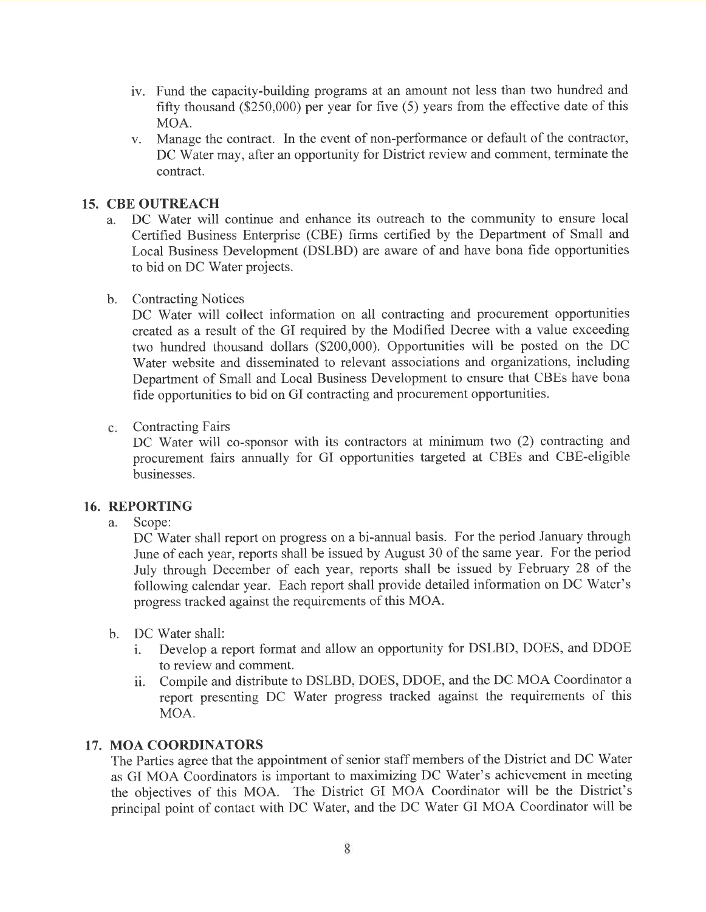iv. Fund the capacity-building programs at an amount not less than two hundred and fifty thousand ($250,000) per year for five (5) years from the effective date of this MOA.

v. Manage the contract. In the event of non-performance or default of the contractor, DC Water may, after an opportunity for District review and comment, terminate the contract.

## 15. CBE OUTREACH

a. DC Water will continue and enhance its outreach to the community to ensure local Certified Business Enterprise (CBE) firms certified by the Department of Small and Local Business Development (DSLBD) are aware of and have bona fide opportunities to bid on DC Water projects.

b. Contracting Notices

DC Water will collect information on all contracting and procurement opportunities created as a result of the GI required by the Modified Decree with a value exceeding two hundred thousand dollars ($200,000). Opportunities will be posted on the DC Water website and disseminated to relevant associations and organizations, including Department of Small and Local Business Development to ensure that CBEs have bona fide opportunities to bid on GI contracting and procurement opportunities.

c. Contracting Fairs

DC Water will co-sponsor with its contractors at minimum two (2) contracting and procurement fairs annually for GI opportunities targeted at CBEs and CBE-eligible businesses.

## 16. REPORTING

a. Scope:

DC Water shall report on progress on a bi-annual basis. For the period January through June of each year, reports shall be issued by August 30 of the same year. For the period July through December of each year, reports shall be issued by February 28 of the following calendar year. Each report shall provide detailed information on DC Water's progress tracked against the requirements of this MOA.

b. DC Water shall:

i. Develop a report format and allow an opportunity for DSLBD, DOES, and DDOE to review and comment.

ii. Compile and distribute to DSLBD, DOES, DDOE, and the DC MOA Coordinator a report presenting DC Water progress tracked against the requirements of this MOA.

## 17. MOA COORDINATORS

The Parties agree that the appointment of senior staff members of the District and DC Water as GI MOA Coordinators is important to maximizing DC Water's achievement in meeting the objectives of this MOA. The District GI MOA Coordinator will be the District's principal point of contact with DC Water, and the DC Water GI MOA Coordinator will be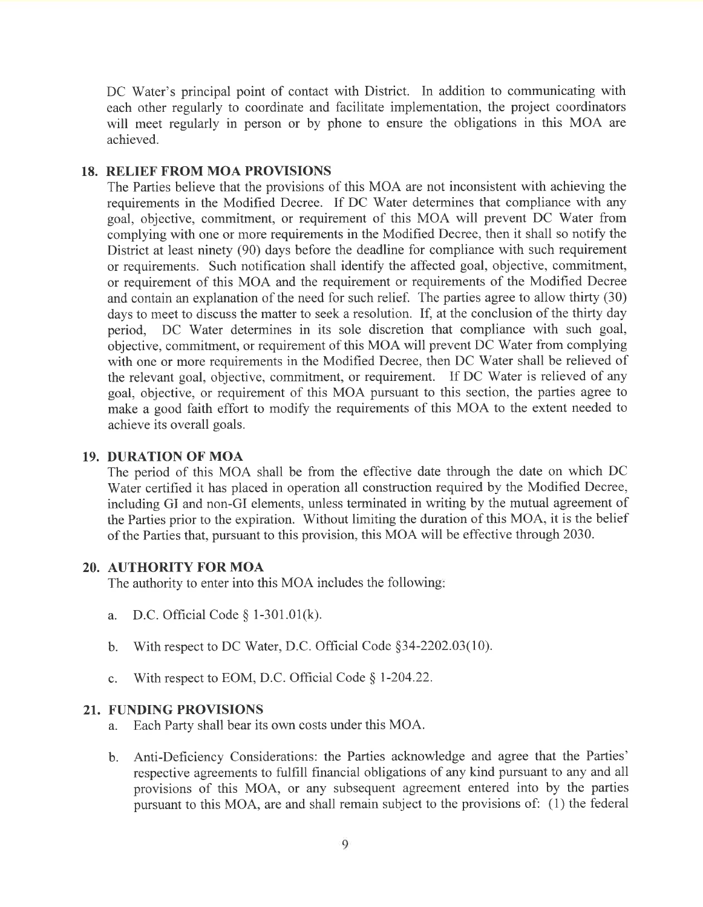DC Water's principal point of contact with District. In addition to communicating with each other regularly to coordinate and facilitate implementation, the project coordinators will meet regularly in person or by phone to ensure the obligations in this MOA are achieved.

## 18. RELIEF FROM MOA PROVISIONS

The Parties believe that the provisions of this MOA are not inconsistent with achieving the requirements in the Modified Decree. If DC Water determines that compliance with any goal, objective, commitment, or requirement of this MOA will prevent DC Water from complying with one or more requirements in the Modified Decree, then it shall so notify the District at least ninety (90) days before the deadline for compliance with such requirement or requirements. Such notification shall identify the affected goal, objective, commitment, or requirement of this MOA and the requirement or requirements of the Modified Decree and contain an explanation of the need for such relief. The parties agree to allow thirty (30) days to meet to discuss the matter to seek a resolution. If, at the conclusion of the thirty day period, DC Water determines in its sole discretion that compliance with such goal, objective, commitment, or requirement of this MOA will prevent DC Water from complying with one or more requirements in the Modified Decree, then DC Water shall be relieved of the relevant goal, objective, commitment, or requirement. If DC Water is relieved of any goal, objective, or requirement of this MOA pursuant to this section, the parties agree to make a good faith effort to modify the requirements of this MOA to the extent needed to achieve its overall goals.

## 19. DURATION OF MOA

The period of this MOA shall be from the effective date through the date on which DC Water certified it has placed in operation all construction required by the Modified Decree, including GI and non-GI elements, unless terminated in writing by the mutual agreement of the Parties prior to the expiration. Without limiting the duration of this MOA, it is the belief of the Parties that, pursuant to this provision, this MOA will be effective through 2030.

## 20. AUTHORITY FOR MOA

The authority to enter into this MOA includes the following:

a. D.C. Official Code § 1-301.01(k).

b. With respect to DC Water, D.C. Official Code §34-2202.03(10).

c. With respect to EOM, D.C. Official Code § 1-204.22.

## 21. FUNDING PROVISIONS

a. Each Party shall bear its own costs under this MOA.

b. Anti-Deficiency Considerations: the Parties acknowledge and agree that the Parties' respective agreements to fulfill financial obligations of any kind pursuant to any and all provisions of this MOA, or any subsequent agreement entered into by the parties pursuant to this MOA, are and shall remain subject to the provisions of: (1) the federal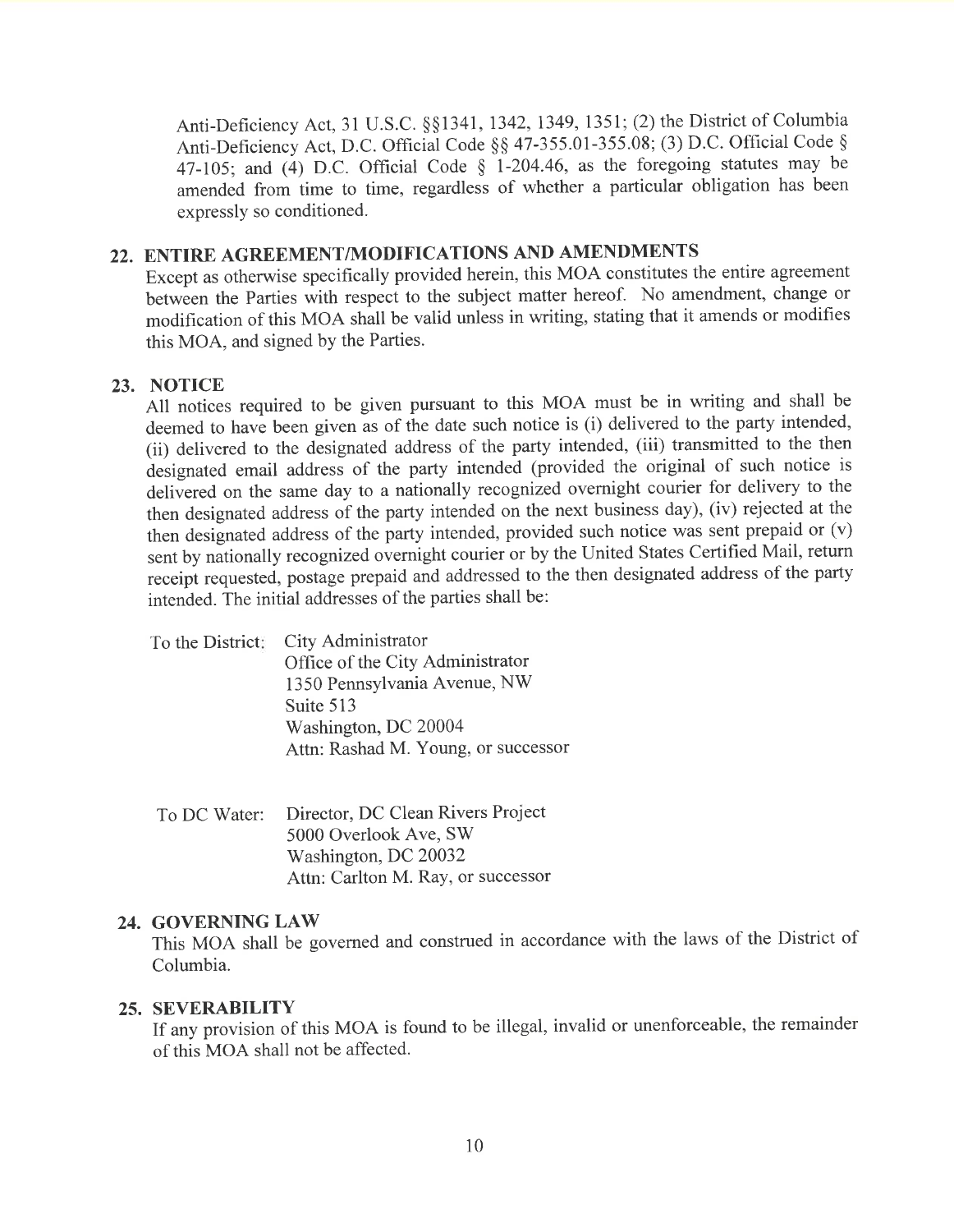Anti-Deficiency Act, 31 U.S.C. §§1341, 1342, 1349, 1351; (2) the District of Columbia Anti-Deficiency Act, D.C. Official Code §§ 47-355.01-355.08; (3) D.C. Official Code § 47-105; and (4) D.C. Official Code § 1-204.46, as the foregoing statutes may be amended from time to time, regardless of whether a particular obligation has been expressly so conditioned.

## 22. ENTIRE AGREEMENT/MODIFICATIONS AND AMENDMENTS

Except as otherwise specifically provided herein, this MOA constitutes the entire agreement between the Parties with respect to the subject matter hereof. No amendment, change or modification of this MOA shall be valid unless in writing, stating that it amends or modifies this MOA, and signed by the Parties.

## 23. NOTICE

All notices required to be given pursuant to this MOA must be in writing and shall be deemed to have been given as of the date such notice is (i) delivered to the party intended, (ii) delivered to the designated address of the party intended, (iii) transmitted to the then designated email address of the party intended (provided the original of such notice is delivered on the same day to a nationally recognized overnight courier for delivery to the then designated address of the party intended on the next business day), (iv) rejected at the then designated address of the party intended, provided such notice was sent prepaid or (v) sent by nationally recognized overnight courier or by the United States Certified Mail, return receipt requested, postage prepaid and addressed to the then designated address of the party intended. The initial addresses of the parties shall be:

To the District: City Administrator
Office of the City Administrator
1350 Pennsylvania Avenue, NW
Suite 513
Washington, DC 20004
Attn: Rashad M. Young, or successor

To DC Water: Director, DC Clean Rivers Project
5000 Overlook Ave, SW
Washington, DC 20032
Attn: Carlton M. Ray, or successor

## 24. GOVERNING LAW

This MOA shall be governed and construed in accordance with the laws of the District of Columbia.

## 25. SEVERABILITY

If any provision of this MOA is found to be illegal, invalid or unenforceable, the remainder of this MOA shall not be affected.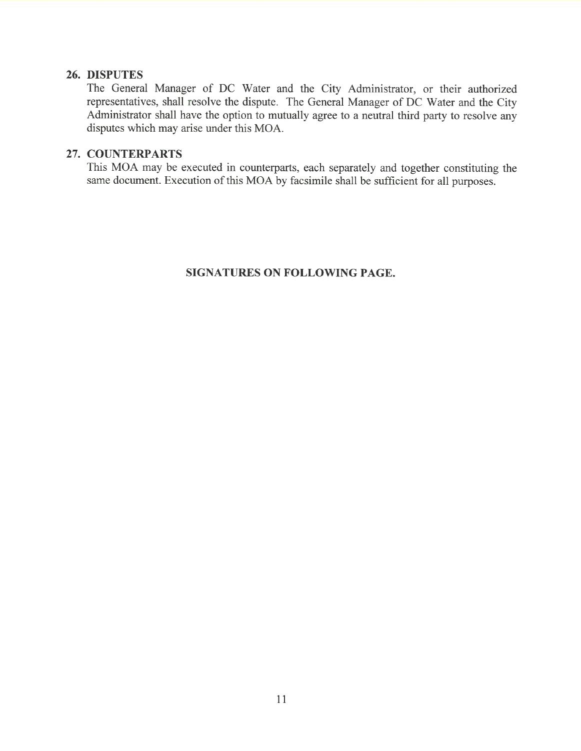## 26. DISPUTES

The General Manager of DC Water and the City Administrator, or their authorized representatives, shall resolve the dispute. The General Manager of DC Water and the City Administrator shall have the option to mutually agree to a neutral third party to resolve any disputes which may arise under this MOA.

## 27. COUNTERPARTS

This MOA may be executed in counterparts, each separately and together constituting the same document. Execution of this MOA by facsimile shall be sufficient for all purposes.

**SIGNATURES ON FOLLOWING PAGE.**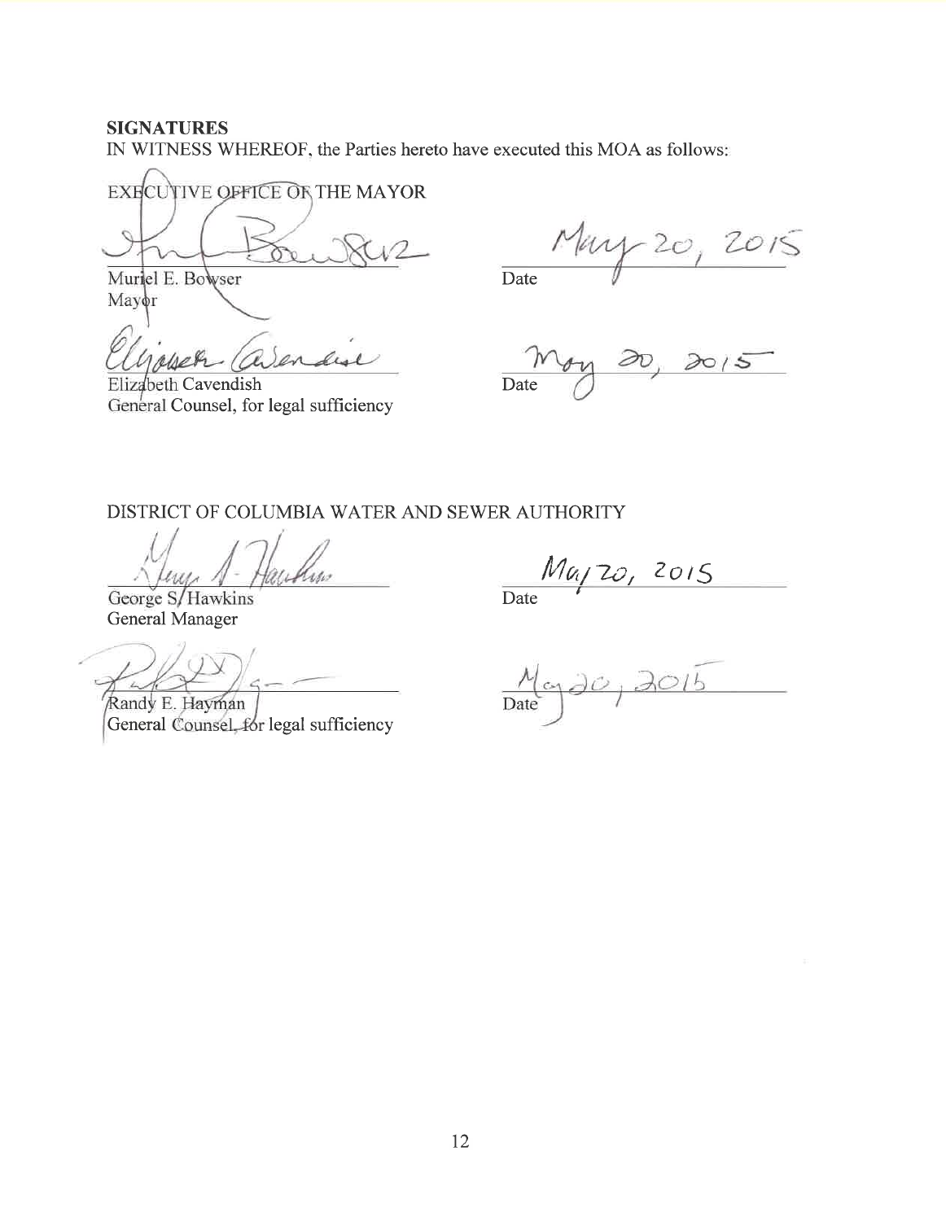**SIGNATURES**

IN WITNESS WHEREOF, the Parties hereto have executed this MOA as follows:

EXECUTIVE OFFICE OF THE MAYOR

Muriel E. Bowser
Mayor

Date: May 20, 2015

Elizabeth Cavendish
General Counsel, for legal sufficiency

Date: May 20, 2015

DISTRICT OF COLUMBIA WATER AND SEWER AUTHORITY

George S. Hawkins
General Manager

Date: May 20, 2015

Randy E. Hayman
General Counsel, for legal sufficiency

Date: May 20, 2015